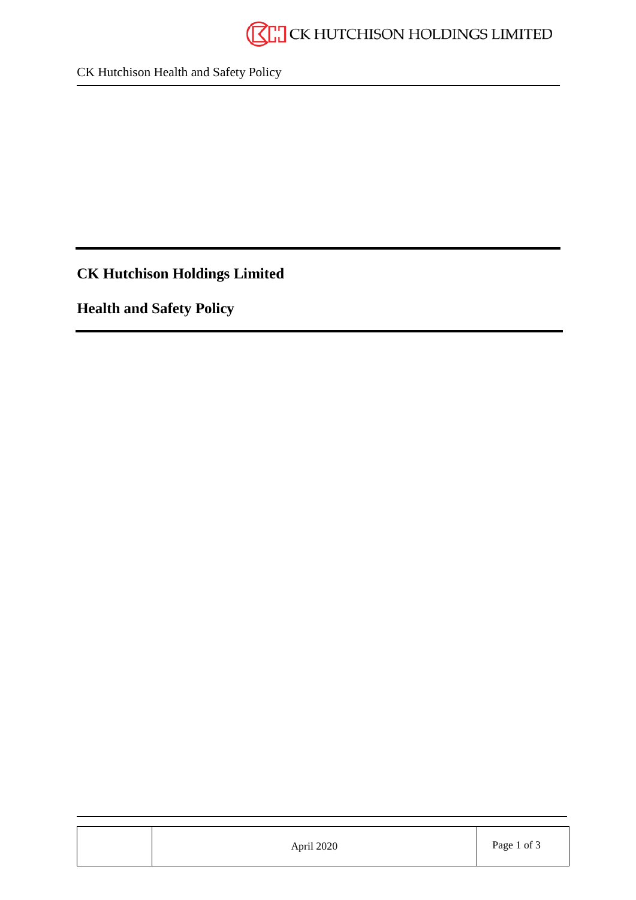# CK Hutchison Holdings Limited

## Health and Safety Policy

April 2020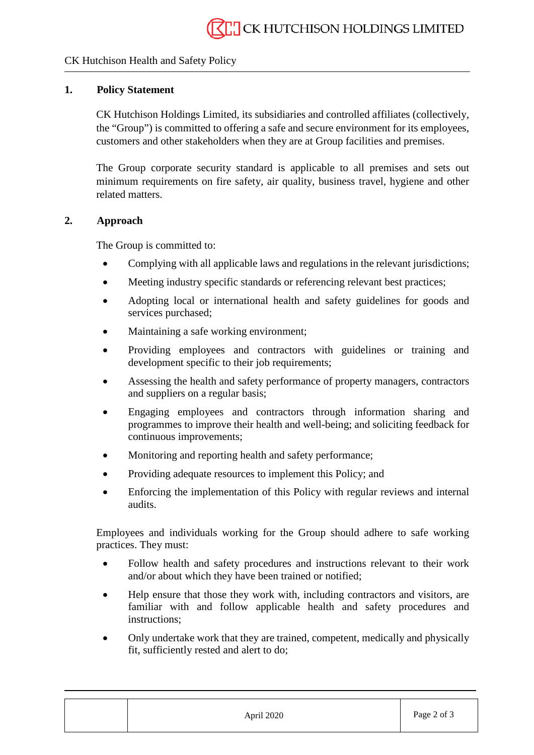## 1. Policy Statement

CK Hutchison Holdings Limited, its subsidiaries and controlled affiliates (collectively, the "Group") is committed to offering a safe and secure environment for its employees, customers and other stakeholders when they are at Group facilities and premises.

The Group corporate security standard is applicable to all premises and sets out minimum requirements on fire safety, air quality, business travel, hygiene and other related matters.

## 2. Approach

The Group is committed to:

- Complying with all applicable laws and regulations in the relevant jurisdictions;
- Meeting industry specific standards or referencing relevant best practices;
- Adopting local or international health and safety guidelines for goods and services purchased;
- Maintaining a safe working environment;
- Providing employees and contractors with guidelines or training and development specific to their job requirements;
- Assessing the health and safety performance of property managers, contractors and suppliers on a regular basis;
- Engaging employees and contractors through information sharing and programmes to improve their health and well-being; and soliciting feedback for continuous improvements;
- Monitoring and reporting health and safety performance;
- Providing adequate resources to implement this Policy; and
- Enforcing the implementation of this Policy with regular reviews and internal audits.

Employees and individuals working for the Group should adhere to safe working practices. They must:

- Follow health and safety procedures and instructions relevant to their work and/or about which they have been trained or notified;
- Help ensure that those they work with, including contractors and visitors, are familiar with and follow applicable health and safety procedures and instructions;
- Only undertake work that they are trained, competent, medically and physically fit, sufficiently rested and alert to do;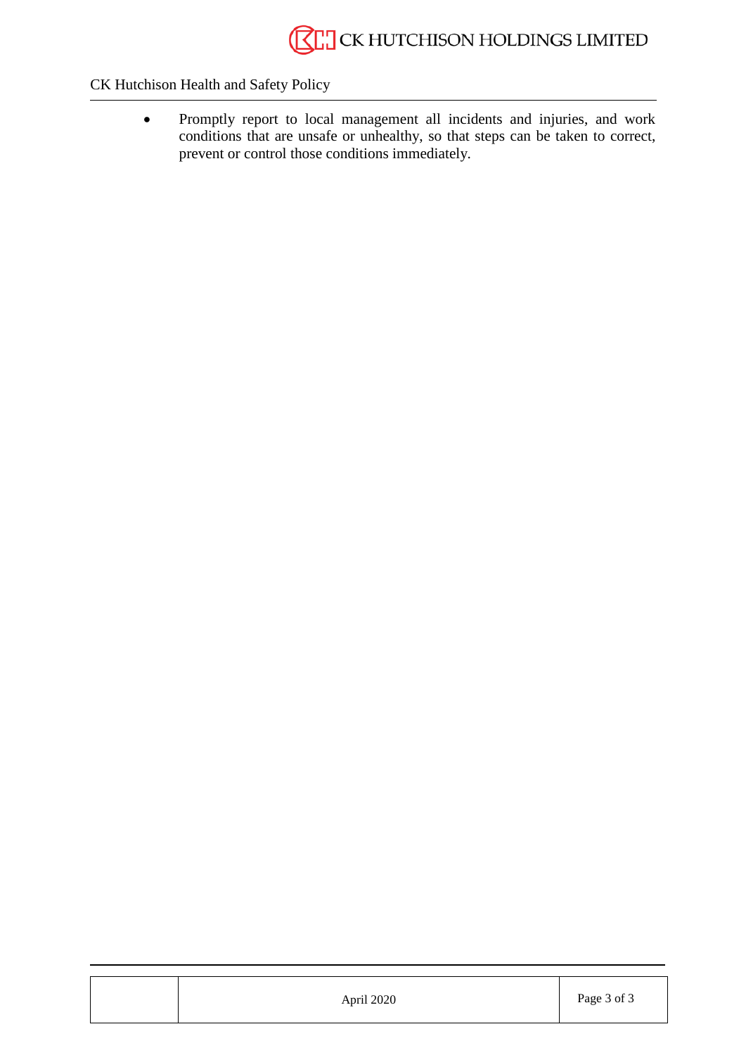- Promptly report to local management all incidents and injuries, and work conditions that are unsafe or unhealthy, so that steps can be taken to correct, prevent or control those conditions immediately.